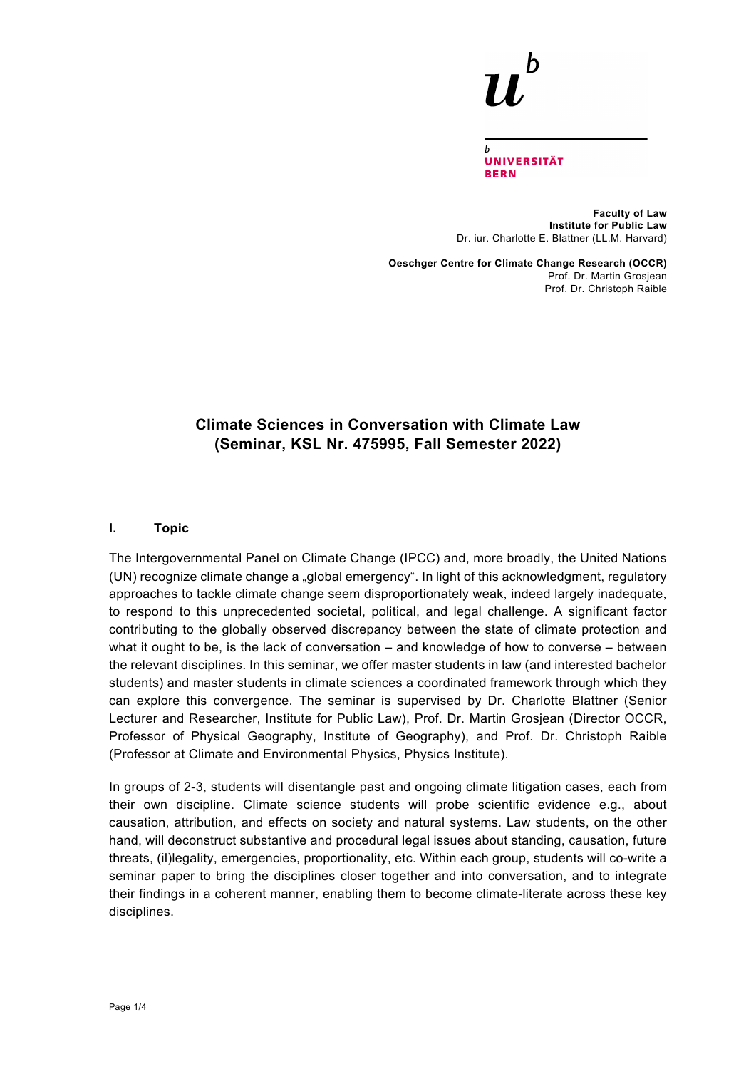**Faculty of Law**
**Institute for Public Law**
Dr. iur. Charlotte E. Blattner (LL.M. Harvard)

**Oeschger Centre for Climate Change Research (OCCR)**
Prof. Dr. Martin Grosjean
Prof. Dr. Christoph Raible

# Climate Sciences in Conversation with Climate Law (Seminar, KSL Nr. 475995, Fall Semester 2022)

## I. Topic

The Intergovernmental Panel on Climate Change (IPCC) and, more broadly, the United Nations (UN) recognize climate change a „global emergency". In light of this acknowledgment, regulatory approaches to tackle climate change seem disproportionately weak, indeed largely inadequate, to respond to this unprecedented societal, political, and legal challenge. A significant factor contributing to the globally observed discrepancy between the state of climate protection and what it ought to be, is the lack of conversation – and knowledge of how to converse – between the relevant disciplines. In this seminar, we offer master students in law (and interested bachelor students) and master students in climate sciences a coordinated framework through which they can explore this convergence. The seminar is supervised by Dr. Charlotte Blattner (Senior Lecturer and Researcher, Institute for Public Law), Prof. Dr. Martin Grosjean (Director OCCR, Professor of Physical Geography, Institute of Geography), and Prof. Dr. Christoph Raible (Professor at Climate and Environmental Physics, Physics Institute).

In groups of 2-3, students will disentangle past and ongoing climate litigation cases, each from their own discipline. Climate science students will probe scientific evidence e.g., about causation, attribution, and effects on society and natural systems. Law students, on the other hand, will deconstruct substantive and procedural legal issues about standing, causation, future threats, (il)legality, emergencies, proportionality, etc. Within each group, students will co-write a seminar paper to bring the disciplines closer together and into conversation, and to integrate their findings in a coherent manner, enabling them to become climate-literate across these key disciplines.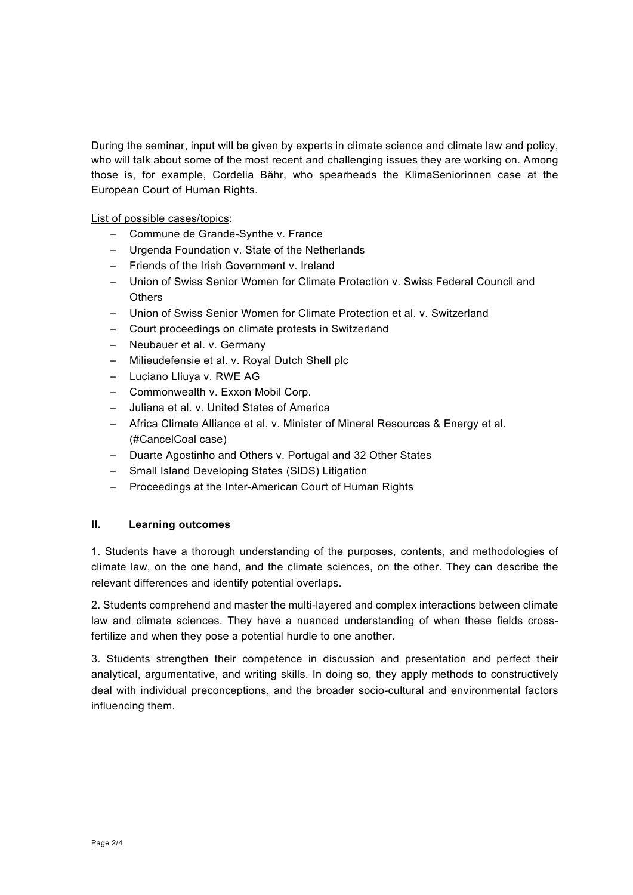During the seminar, input will be given by experts in climate science and climate law and policy, who will talk about some of the most recent and challenging issues they are working on. Among those is, for example, Cordelia Bähr, who spearheads the KlimaSeniorinnen case at the European Court of Human Rights.

List of possible cases/topics:

- Commune de Grande-Synthe v. France
- Urgenda Foundation v. State of the Netherlands
- Friends of the Irish Government v. Ireland
- Union of Swiss Senior Women for Climate Protection v. Swiss Federal Council and Others
- Union of Swiss Senior Women for Climate Protection et al. v. Switzerland
- Court proceedings on climate protests in Switzerland
- Neubauer et al. v. Germany
- Milieudefensie et al. v. Royal Dutch Shell plc
- Luciano Lliuya v. RWE AG
- Commonwealth v. Exxon Mobil Corp.
- Juliana et al. v. United States of America
- Africa Climate Alliance et al. v. Minister of Mineral Resources & Energy et al. (#CancelCoal case)
- Duarte Agostinho and Others v. Portugal and 32 Other States
- Small Island Developing States (SIDS) Litigation
- Proceedings at the Inter-American Court of Human Rights

## II. Learning outcomes

1. Students have a thorough understanding of the purposes, contents, and methodologies of climate law, on the one hand, and the climate sciences, on the other. They can describe the relevant differences and identify potential overlaps.

2. Students comprehend and master the multi-layered and complex interactions between climate law and climate sciences. They have a nuanced understanding of when these fields cross-fertilize and when they pose a potential hurdle to one another.

3. Students strengthen their competence in discussion and presentation and perfect their analytical, argumentative, and writing skills. In doing so, they apply methods to constructively deal with individual preconceptions, and the broader socio-cultural and environmental factors influencing them.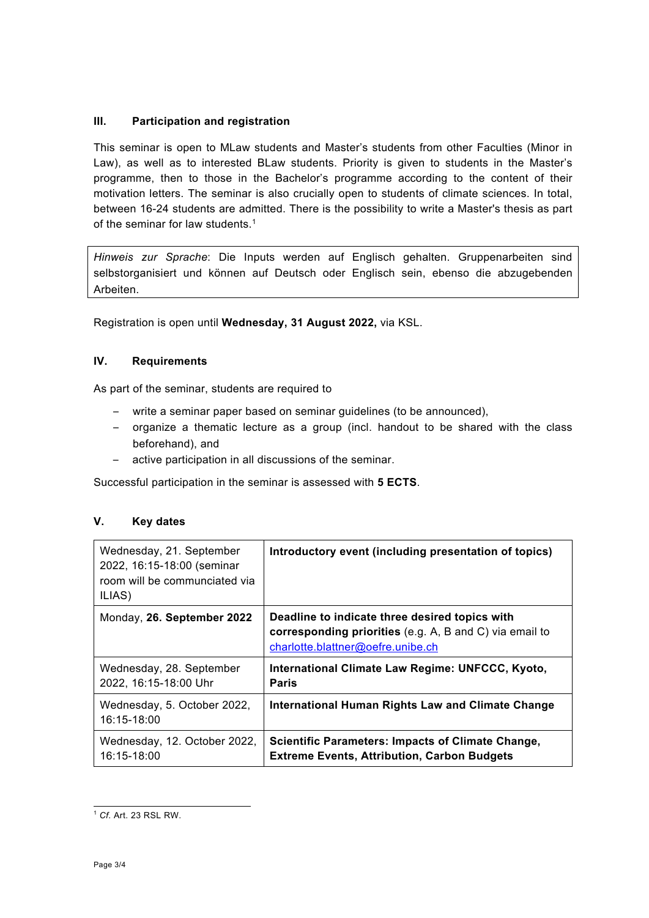## III. Participation and registration

This seminar is open to MLaw students and Master's students from other Faculties (Minor in Law), as well as to interested BLaw students. Priority is given to students in the Master's programme, then to those in the Bachelor's programme according to the content of their motivation letters. The seminar is also crucially open to students of climate sciences. In total, between 16-24 students are admitted. There is the possibility to write a Master's thesis as part of the seminar for law students.[1]

> *Hinweis zur Sprache*: Die Inputs werden auf Englisch gehalten. Gruppenarbeiten sind selbstorganisiert und können auf Deutsch oder Englisch sein, ebenso die abzugebenden Arbeiten.

Registration is open until **Wednesday, 31 August 2022,** via KSL.

## IV. Requirements

As part of the seminar, students are required to

- write a seminar paper based on seminar guidelines (to be announced),
- organize a thematic lecture as a group (incl. handout to be shared with the class beforehand), and
- active participation in all discussions of the seminar.

Successful participation in the seminar is assessed with **5 ECTS**.

## V. Key dates

| Date | Event |
|---|---|
| Wednesday, 21. September 2022, 16:15-18:00 (seminar room will be communciated via ILIAS) | **Introductory event (including presentation of topics)** |
| Monday, **26. September 2022** | **Deadline to indicate three desired topics with corresponding priorities** (e.g. A, B and C) via email to charlotte.blattner@oefre.unibe.ch |
| Wednesday, 28. September 2022, 16:15-18:00 Uhr | **International Climate Law Regime: UNFCCC, Kyoto, Paris** |
| Wednesday, 5. October 2022, 16:15-18:00 | **International Human Rights Law and Climate Change** |
| Wednesday, 12. October 2022, 16:15-18:00 | **Scientific Parameters: Impacts of Climate Change, Extreme Events, Attribution, Carbon Budgets** |

[1] *Cf.* Art. 23 RSL RW.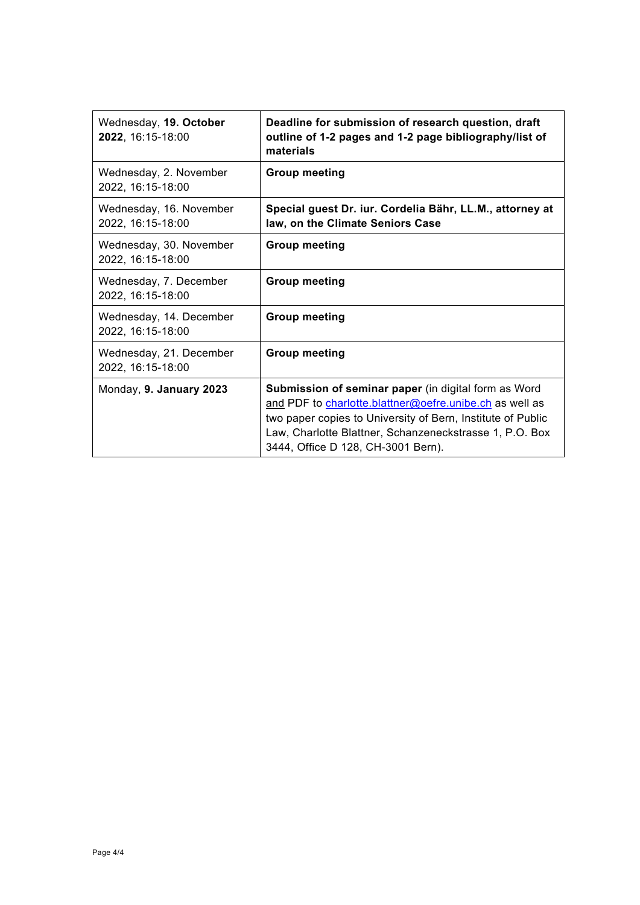| | |
|---|---|
| Wednesday, **19. October 2022**, 16:15-18:00 | **Deadline for submission of research question, draft outline of 1-2 pages and 1-2 page bibliography/list of materials** |
| Wednesday, 2. November 2022, 16:15-18:00 | **Group meeting** |
| Wednesday, 16. November 2022, 16:15-18:00 | **Special guest Dr. iur. Cordelia Bähr, LL.M., attorney at law, on the Climate Seniors Case** |
| Wednesday, 30. November 2022, 16:15-18:00 | **Group meeting** |
| Wednesday, 7. December 2022, 16:15-18:00 | **Group meeting** |
| Wednesday, 14. December 2022, 16:15-18:00 | **Group meeting** |
| Wednesday, 21. December 2022, 16:15-18:00 | **Group meeting** |
| Monday, **9. January 2023** | **Submission of seminar paper** (in digital form as Word and PDF to charlotte.blattner@oefre.unibe.ch as well as two paper copies to University of Bern, Institute of Public Law, Charlotte Blattner, Schanzeneckstrasse 1, P.O. Box 3444, Office D 128, CH-3001 Bern). |